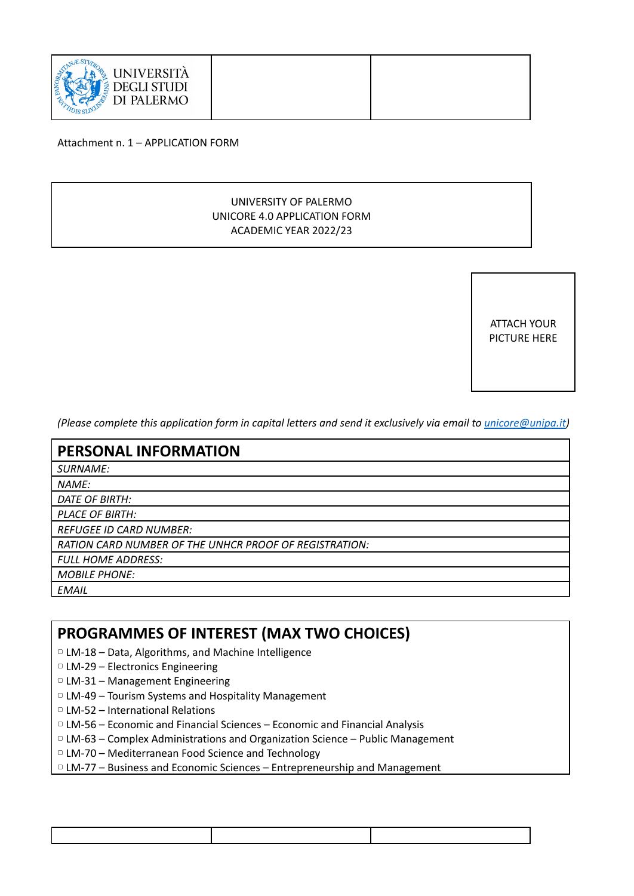UNIVERSITÀ DEGLI STUDI DI PALERMO

Attachment n. 1 – APPLICATION FORM

UNIVERSITY OF PALERMO
UNICORE 4.0 APPLICATION FORM
ACADEMIC YEAR 2022/23

ATTACH YOUR PICTURE HERE

*(Please complete this application form in capital letters and send it exclusively via email to unicore@unipa.it)*

## PERSONAL INFORMATION

| |
|---|
| *SURNAME:* |
| *NAME:* |
| *DATE OF BIRTH:* |
| *PLACE OF BIRTH:* |
| *REFUGEE ID CARD NUMBER:* |
| *RATION CARD NUMBER OF THE UNHCR PROOF OF REGISTRATION:* |
| *FULL HOME ADDRESS:* |
| *MOBILE PHONE:* |
| *EMAIL* |

## PROGRAMMES OF INTEREST (MAX TWO CHOICES)

- ▢ LM-18 – Data, Algorithms, and Machine Intelligence
- ▢ LM-29 – Electronics Engineering
- ▢ LM-31 – Management Engineering
- ▢ LM-49 – Tourism Systems and Hospitality Management
- ▢ LM-52 – International Relations
- ▢ LM-56 – Economic and Financial Sciences – Economic and Financial Analysis
- ▢ LM-63 – Complex Administrations and Organization Science – Public Management
- ▢ LM-70 – Mediterranean Food Science and Technology
- ▢ LM-77 – Business and Economic Sciences – Entrepreneurship and Management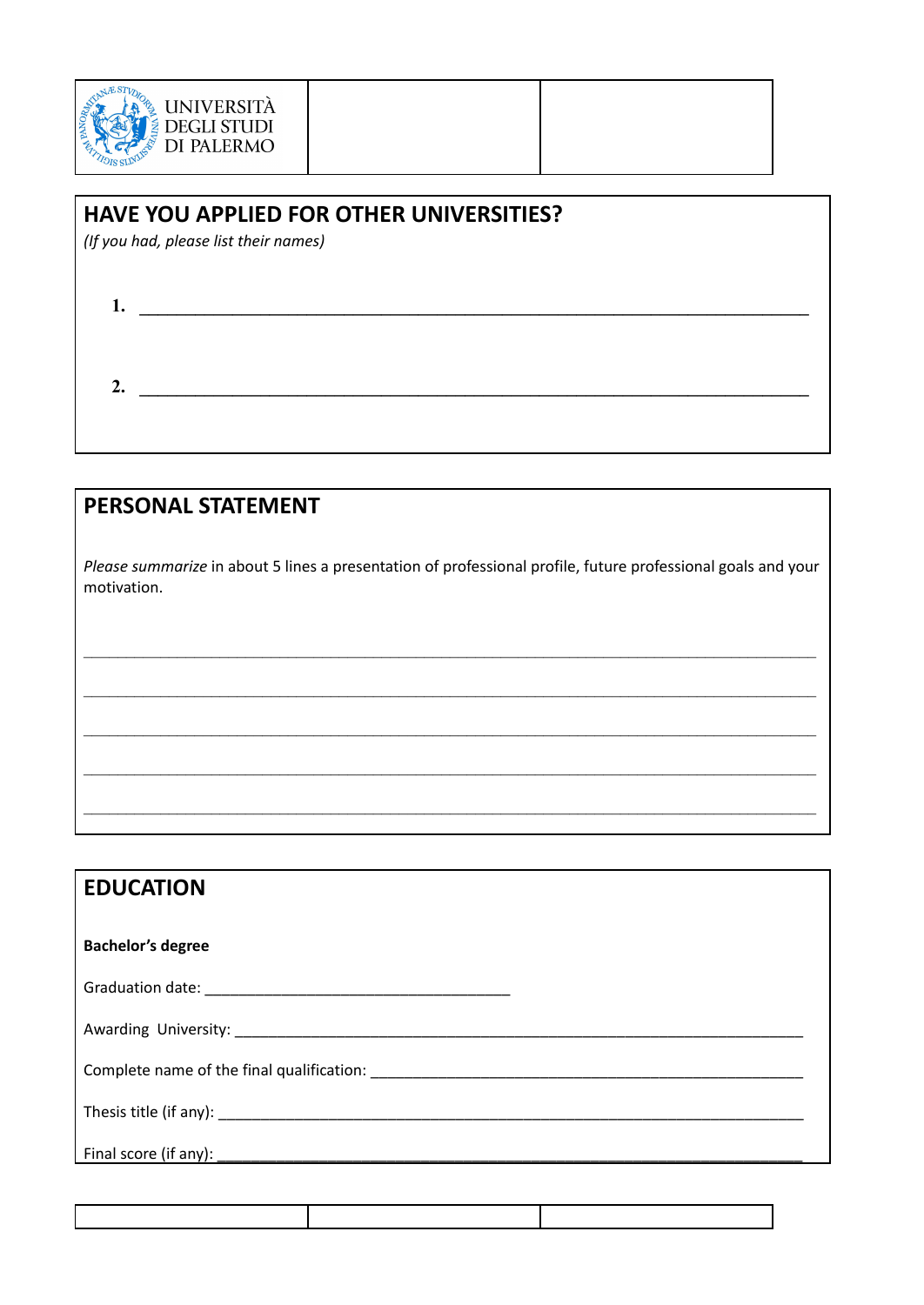| UNIVERSITÀ DEGLI STUDI DI PALERMO | | |
|---|---|---|

## HAVE YOU APPLIED FOR OTHER UNIVERSITIES?

*(If you had, please list their names)*

1. ______________________________________________________________________

2. ______________________________________________________________________

## PERSONAL STATEMENT

*Please summarize* in about 5 lines a presentation of professional profile, future professional goals and your motivation.

______________________________________________________________________

______________________________________________________________________

______________________________________________________________________

______________________________________________________________________

______________________________________________________________________

## EDUCATION

**Bachelor's degree**

Graduation date: ____________________________________

Awarding University: ________________________________________________________________________

Complete name of the final qualification: ____________________________________________________

Thesis title (if any): _________________________________________________________________________

Final score (if any): _________________________________________________________________________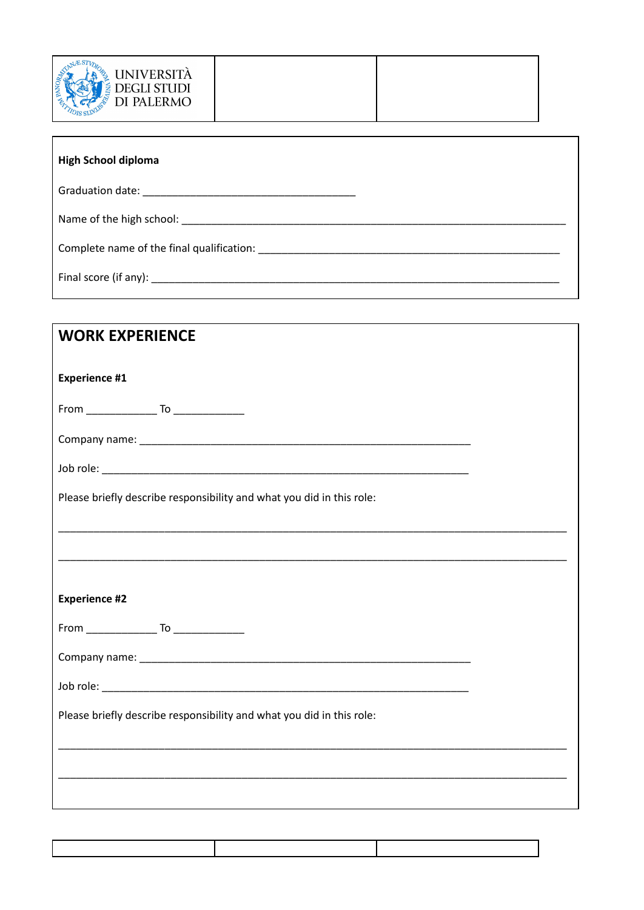| UNIVERSITÀ DEGLI STUDI DI PALERMO | | |
| --- | --- | --- |

**High School diploma**

Graduation date: ____________________________________

Name of the high school: _________________________________________________________________

Complete name of the final qualification: ___________________________________________________

Final score (if any): _____________________________________________________________________

## WORK EXPERIENCE

**Experience #1**

From ____________ To ____________

Company name: ________________________________________________________

Job role: ______________________________________________________________

Please briefly describe responsibility and what you did in this role:

______________________________________________________________________________________

______________________________________________________________________________________

**Experience #2**

From ____________ To ____________

Company name: ________________________________________________________

Job role: ______________________________________________________________

Please briefly describe responsibility and what you did in this role:

______________________________________________________________________________________

______________________________________________________________________________________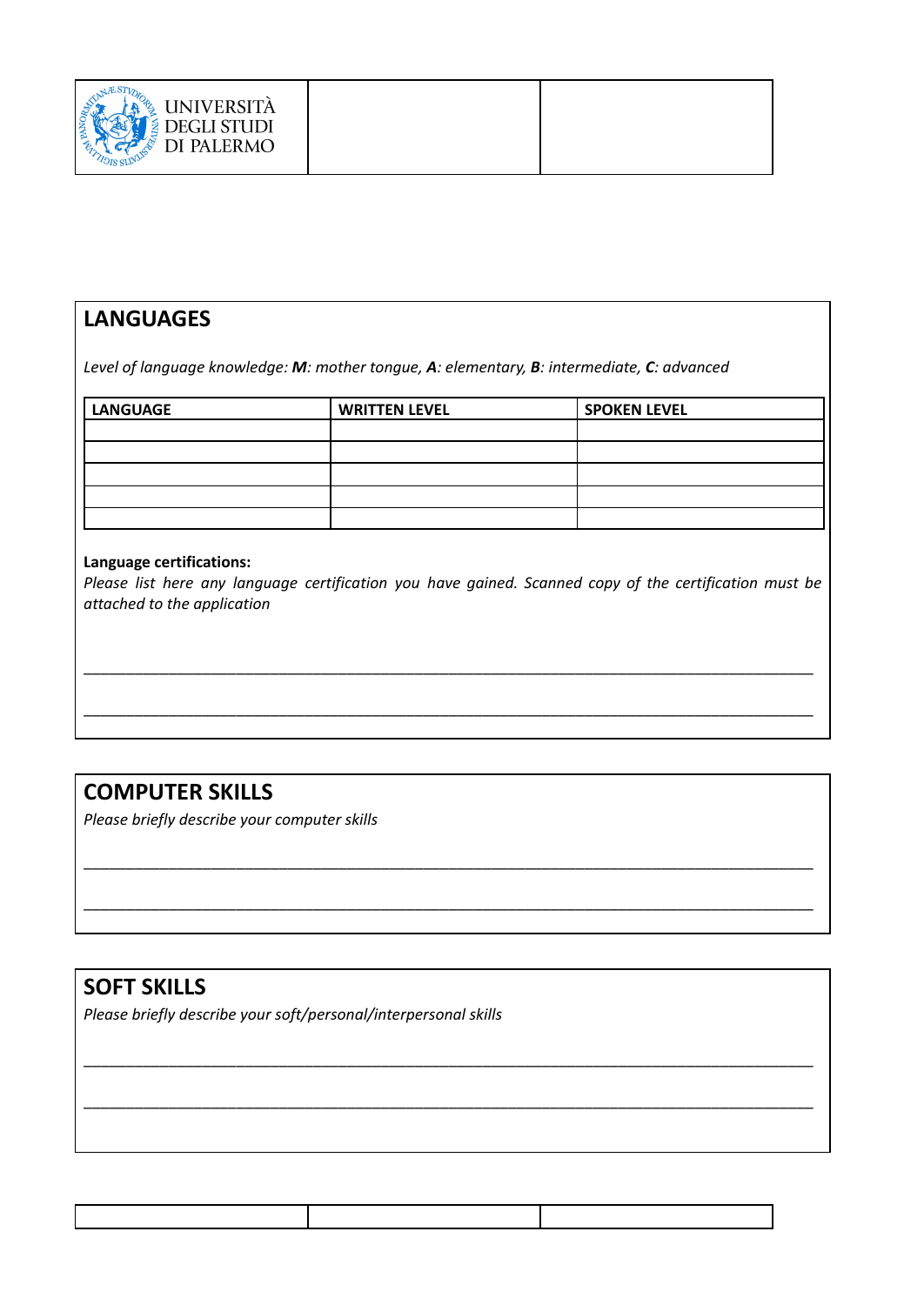## LANGUAGES

*Level of language knowledge:* ***M****: mother tongue,* ***A****: elementary,* ***B****: intermediate,* ***C****: advanced*

| LANGUAGE | WRITTEN LEVEL | SPOKEN LEVEL |
|---|---|---|
| | | |
| | | |
| | | |
| | | |
| | | |

**Language certifications:**

*Please list here any language certification you have gained. Scanned copy of the certification must be attached to the application*

___________________________________________________________________________________

___________________________________________________________________________________

## COMPUTER SKILLS

*Please briefly describe your computer skills*

___________________________________________________________________________________

___________________________________________________________________________________

## SOFT SKILLS

*Please briefly describe your soft/personal/interpersonal skills*

___________________________________________________________________________________

___________________________________________________________________________________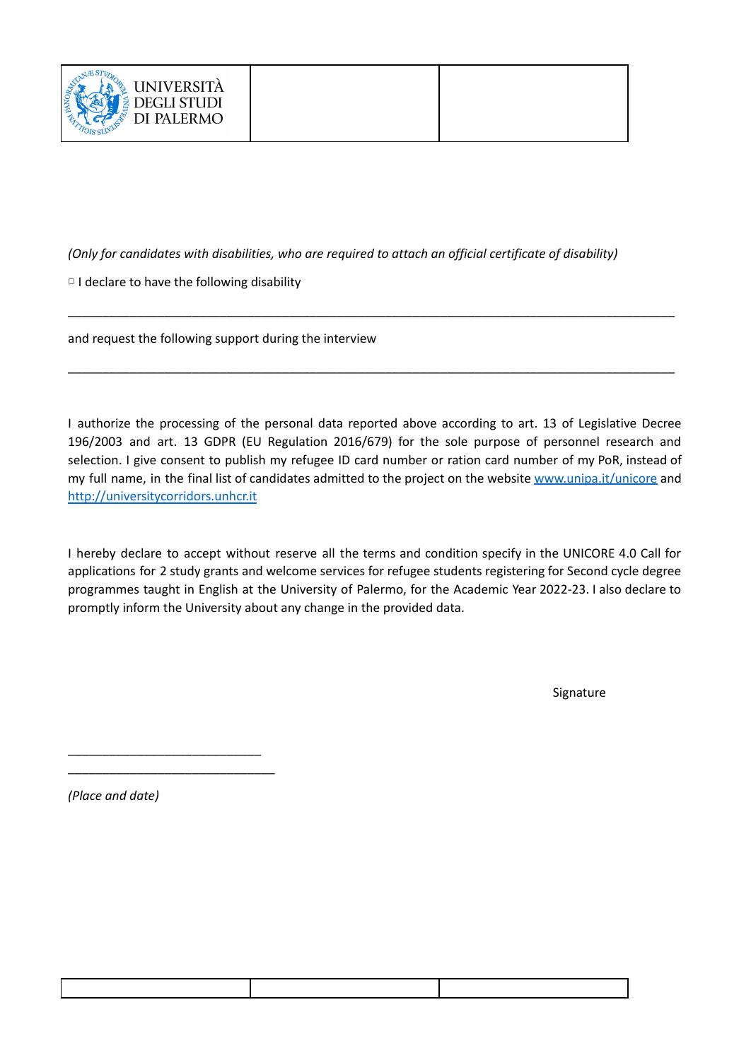*(Only for candidates with disabilities, who are required to attach an official certificate of disability)*

▢ I declare to have the following disability

___________________________________________________________________________________

and request the following support during the interview

___________________________________________________________________________________

I authorize the processing of the personal data reported above according to art. 13 of Legislative Decree 196/2003 and art. 13 GDPR (EU Regulation 2016/679) for the sole purpose of personnel research and selection. I give consent to publish my refugee ID card number or ration card number of my PoR, instead of my full name, in the final list of candidates admitted to the project on the website [www.unipa.it/unicore](http://www.unipa.it/unicore) and [http://universitycorridors.unhcr.it](http://universitycorridors.unhcr.it)

I hereby declare to accept without reserve all the terms and condition specify in the UNICORE 4.0 Call for applications for 2 study grants and welcome services for refugee students registering for Second cycle degree programmes taught in English at the University of Palermo, for the Academic Year 2022-23. I also declare to promptly inform the University about any change in the provided data.

Signature

____________________________

______________________________

*(Place and date)*